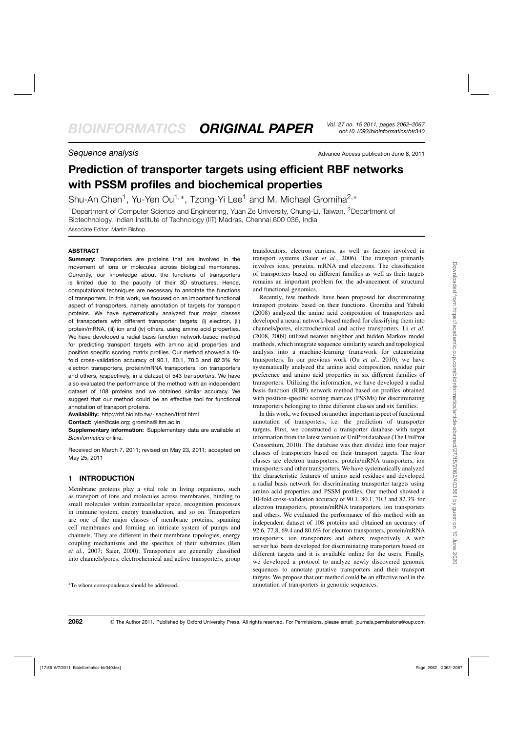*Sequence analysis*

Advance Access publication June 8, 2011

# Prediction of transporter targets using efficient RBF networks with PSSM profiles and biochemical properties

Shu-An Chen[1], Yu-Yen Ou[1,*], Tzong-Yi Lee[1] and M. Michael Gromiha[2,*]

[1]Department of Computer Science and Engineering, Yuan Ze University, Chung-Li, Taiwan, [2]Department of Biotechnology, Indian Institute of Technology (IIT) Madras, Chennai 600 036, India

Associate Editor: Martin Bishop

## ABSTRACT

**Summary:** Transporters are proteins that are involved in the movement of ions or molecules across biological membranes. Currently, our knowledge about the functions of transporters is limited due to the paucity of their 3D structures. Hence, computational techniques are necessary to annotate the functions of transporters. In this work, we focused on an important functional aspect of transporters, namely annotation of targets for transport proteins. We have systematically analyzed four major classes of transporters with different transporter targets: (i) electron, (ii) protein/mRNA, (iii) ion and (iv) others, using amino acid properties. We have developed a radial basis function network-based method for predicting transport targets with amino acid properties and position specific scoring matrix profiles. Our method showed a 10-fold cross-validation accuracy of 90.1, 80.1, 70.3 and 82.3% for electron transporters, protein/mRNA transporters, ion transporters and others, respectively, in a dataset of 543 transporters. We have also evaluated the performance of the method with an independent dataset of 108 proteins and we obtained similar accuracy. We suggest that our method could be an effective tool for functional annotation of transport proteins.

**Availability:** http://rbf.bioinfo.tw/~sachen/ttrbf.html

**Contact:** yien@csie.org; gromiha@iitm.ac.in

**Supplementary information:** Supplementary data are available at *Bioinformatics* online.

Received on March 7, 2011; revised on May 23, 2011; accepted on May 25, 2011

## 1 INTRODUCTION

Membrane proteins play a vital role in living organisms, such as transport of ions and molecules across membranes, binding to small molecules within extracellular space, recognition processes in immune system, energy transduction, and so on. Transporters are one of the major classes of membrane proteins, spanning cell membranes and forming an intricate system of pumps and channels. They are different in their membrane topologies, energy coupling mechanisms and the specifics of their substrates (Ren *et al.*, 2007; Saier, 2000). Transporters are generally classified into channels/pores, electrochemical and active transporters, group translocators, electron carriers, as well as factors involved in transport systems (Saier *et al.*, 2006). The transport primarily involves ions, proteins, mRNA and electrons. The classification of transporters based on different families as well as their targets remains an important problem for the advancement of structural and functional genomics.

Recently, few methods have been proposed for discriminating transport proteins based on their functions. Gromiha and Yabuki (2008) analyzed the amino acid composition of transporters and developed a neural network-based method for classifying them into channels/pores, electrochemical and active transporters. Li *et al.* (2008, 2009) utilized nearest neighbor and hidden Markov model methods, which integrate sequence similarity search and topological analysis into a machine-learning framework for categorizing transporters. In our previous work (Ou *et al.*, 2010), we have systematically analyzed the amino acid composition, residue pair preference and amino acid properties in six different families of transporters. Utilizing the information, we have developed a radial basis function (RBF) network method based on profiles obtained with position-specific scoring matrices (PSSMs) for discriminating transporters belonging to three different classes and six families.

In this work, we focused on another important aspect of functional annotation of transporters, i.e. the prediction of transporter targets. First, we constructed a transporter database with target information from the latest version of UniProt database (The UniProt Consortium, 2010). The database was then divided into four major classes of transporters based on their transport targets. The four classes are electron transporters, protein/mRNA transporters, ion transporters and other transporters. We have systematically analyzed the characteristic features of amino acid residues and developed a radial basis network for discriminating transporter targets using amino acid properties and PSSM profiles. Our method showed a 10-fold cross-validation accuracy of 90.1, 80.1, 70.3 and 82.3% for electron transporters, protein/mRNA transporters, ion transporters and others. We evaluated the performance of this method with an independent dataset of 108 proteins and obtained an accuracy of 92.6, 77.8, 69.4 and 80.6% for electron transporters, protein/mRNA transporters, ion transporters and others, respectively. A web server has been developed for discriminating transporters based on different targets and it is available online for the users. Finally, we developed a protocol to analyze newly discovered genomic sequences to annotate putative transporters and their transport targets. We propose that our method could be an effective tool in the annotation of transporters in genomic sequences.

*To whom correspondence should be addressed.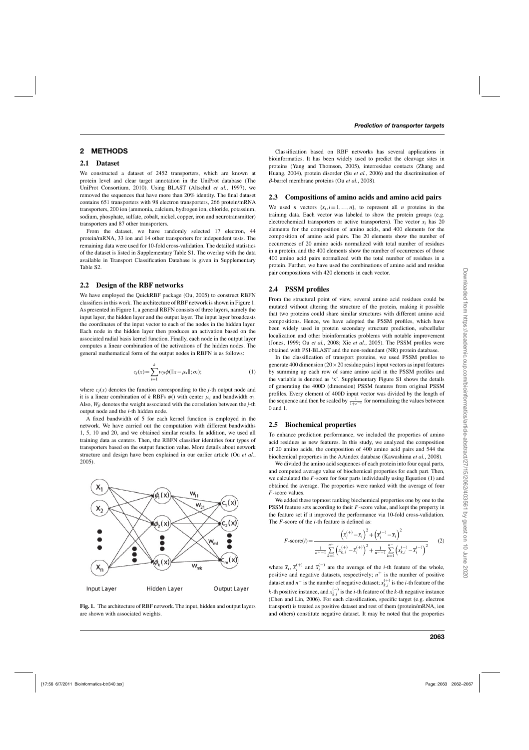## 2 METHODS

### 2.1 Dataset

We constructed a dataset of 2452 transporters, which are known at protein level and clear target annotation in the UniProt database (The UniProt Consortium, 2010). Using BLAST (Altschul *et al.*, 1997), we removed the sequences that have more than 20% identity. The final dataset contains 651 transporters with 98 electron transporters, 266 protein/mRNA transporters, 200 ion (ammonia, calcium, hydrogen ion, chloride, potassium, sodium, phosphate, sulfate, cobalt, nickel, copper, iron and neurotransmitter) transporters and 87 other transporters.

From the dataset, we have randomly selected 17 electron, 44 protein/mRNA, 33 ion and 14 other transporters for independent tests. The remaining data were used for 10-fold cross-validation. The detailed statistics of the dataset is listed in Supplementary Table S1. The overlap with the data available in Transport Classification Database is given in Supplementary Table S2.

### 2.2 Design of the RBF networks

We have employed the QuickRBF package (Ou, 2005) to construct RBFN classifiers in this work. The architecture of RBF network is shown in Figure 1. As presented in Figure 1, a general RBFN consists of three layers, namely the input layer, the hidden layer and the output layer. The input layer broadcasts the coordinates of the input vector to each of the nodes in the hidden layer. Each node in the hidden layer then produces an activation based on the associated radial basis kernel function. Finally, each node in the output layer computes a linear combination of the activations of the hidden nodes. The general mathematical form of the output nodes in RBFN is as follows:

$$c_j(x) = \sum_{i=1}^{k} w_{ji}\phi(\|x-\mu_i\|;\sigma_i); \tag{1}$$

where $c_j(x)$ denotes the function corresponding to the $j$-th output node and it is a linear combination of $k$ RBFs $\phi()$ with center $\mu_i$ and bandwidth $\sigma_i$. Also, $W_{ji}$ denotes the weight associated with the correlation between the $j$-th output node and the $i$-th hidden node.

A fixed bandwidth of 5 for each kernel function is employed in the network. We have carried out the computation with different bandwidths 1, 5, 10 and 20, and we obtained similar results. In addition, we used all training data as centers. Then, the RBFN classifier identifies four types of transporters based on the output function value. More details about network structure and design have been explained in our earlier article (Ou *et al.*, 2005).

**Fig. 1.** The architecture of RBF network. The input, hidden and output layers are shown with associated weights.

Classification based on RBF networks has several applications in bioinformatics. It has been widely used to predict the cleavage sites in proteins (Yang and Thomson, 2005), interresidue contacts (Zhang and Huang, 2004), protein disorder (Su *et al.*, 2006) and the discrimination of β-barrel membrane proteins (Ou *et al.*, 2008).

### 2.3 Compositions of amino acids and amino acid pairs

We used $n$ vectors $\{x_i, i=1,...,n\}$, to represent all $n$ proteins in the training data. Each vector was labeled to show the protein groups (e.g. electrochemical transporters or active transporters). The vector $x_i$ has 20 elements for the composition of amino acids, and 400 elements for the composition of amino acid pairs. The 20 elements show the number of occurrences of 20 amino acids normalized with total number of residues in a protein, and the 400 elements show the number of occurrences of those 400 amino acid pairs normalized with the total number of residues in a protein. Further, we have used the combinations of amino acid and residue pair compositions with 420 elements in each vector.

### 2.4 PSSM profiles

From the structural point of view, several amino acid residues could be mutated without altering the structure of the protein, making it possible that two proteins could share similar structures with different amino acid compositions. Hence, we have adopted the PSSM profiles, which have been widely used in protein secondary structure prediction, subcellular localization and other bioinformatics problems with notable improvement (Jones, 1999; Ou *et al.*, 2008; Xie *et al.*, 2005). The PSSM profiles were obtained with PSI-BLAST and the non-redundant (NR) protein database.

In the classification of transport proteins, we used PSSM profiles to generate 400 dimension (20×20 residue pairs) input vectors as input features by summing up each row of same amino acid in the PSSM profiles and the variable is denoted as 'x'. Supplementary Figure S1 shows the details of generating the 400D (dimension) PSSM features from original PSSM profiles. Every element of 400D input vector was divided by the length of the sequence and then be scaled by $\frac{1}{1+e^{-x}}$ for normalizing the values between 0 and 1.

### 2.5 Biochemical properties

To enhance prediction performance, we included the properties of amino acid residues as new features. In this study, we analyzed the composition of 20 amino acids, the composition of 400 amino acid pairs and 544 the biochemical properties in the AAindex database (Kawashima *et al.*, 2008).

We divided the amino acid sequences of each protein into four equal parts, and computed average value of biochemical properties for each part. Then, we calculated the $F$-score for four parts individually using Equation (1) and obtained the average. The properties were ranked with the average of four $F$-score values.

We added these topmost ranking biochemical properties one by one to the PSSM feature sets according to their $F$-score value, and kept the property in the feature set if it improved the performance via 10-fold cross-validation. The $F$-score of the $i$-th feature is defined as:

$$F\text{-score}(i) = \frac{\left(\bar{x}_i^{(+)} - \bar{x}_i\right)^2 + \left(\bar{x}_i^{(-)} - \bar{x}_i\right)^2}{\frac{1}{n^+-1}\sum_{k=1}^{n^+}\left(x_{k,i}^{(+)} - \bar{x}_i^{(+)}\right)^2 + \frac{1}{n^--1}\sum_{k=1}^{n^-}\left(x_{k,i}^{(-)} - \bar{x}_i^{(-)}\right)^2} \tag{2}$$

where $\bar{x}_i$, $\bar{x}_i^{(+)}$ and $\bar{x}_i^{(-)}$ are the average of the $i$-th feature of the whole, positive and negative datasets, respectively; $n^+$ is the number of positive dataset and $n^-$ is the number of negative dataset; $x_{k,i}^{(+)}$ is the $i$-th feature of the $k$-th positive instance, and $x_{k,i}^{(-)}$ is the $i$-th feature of the $k$-th negative instance (Chen and Lin, 2006). For each classification, specific target (e.g. electron transport) is treated as positive dataset and rest of them (protein/mRNA, ion and others) constitute negative dataset. It may be noted that the properties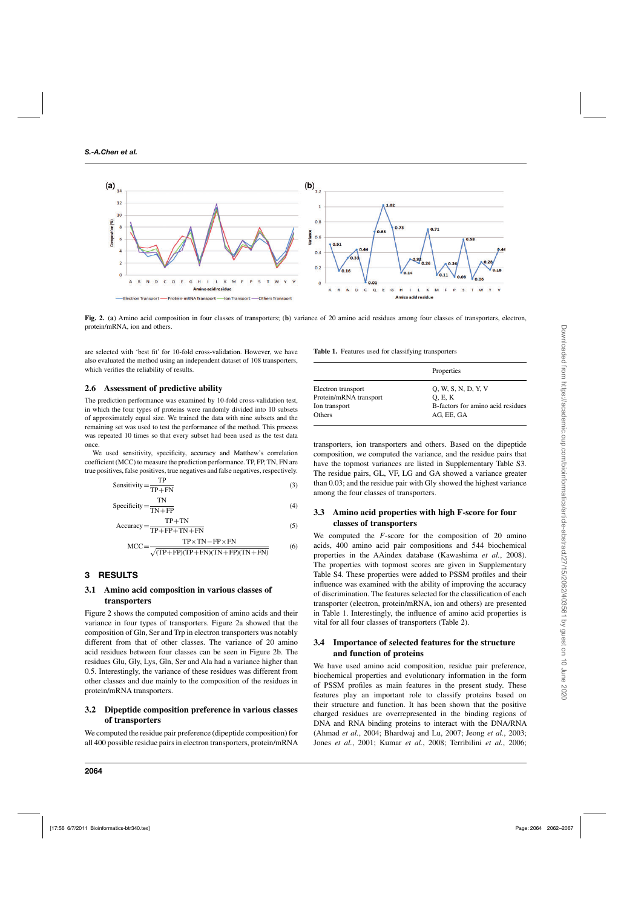**Fig. 2.** (**a**) Amino acid composition in four classes of transporters; (**b**) variance of 20 amino acid residues among four classes of transporters, electron, protein/mRNA, ion and others.

are selected with 'best fit' for 10-fold cross-validation. However, we have also evaluated the method using an independent dataset of 108 transporters, which verifies the reliability of results.

### 2.6 Assessment of predictive ability

The prediction performance was examined by 10-fold cross-validation test, in which the four types of proteins were randomly divided into 10 subsets of approximately equal size. We trained the data with nine subsets and the remaining set was used to test the performance of the method. This process was repeated 10 times so that every subset had been used as the test data once.

We used sensitivity, specificity, accuracy and Matthew's correlation coefficient (MCC) to measure the prediction performance. TP, FP, TN, FN are true positives, false positives, true negatives and false negatives, respectively.

$$\text{Sensitivity} = \frac{\text{TP}}{\text{TP}+\text{FN}} \tag{3}$$

$$\text{Specificity} = \frac{\text{TN}}{\text{TN}+\text{FP}} \tag{4}$$

$$\text{Accuracy} = \frac{\text{TP}+\text{TN}}{\text{TP}+\text{FP}+\text{TN}+\text{FN}} \tag{5}$$

$$\text{MCC} = \frac{\text{TP}\times\text{TN}-\text{FP}\times\text{FN}}{\sqrt{(\text{TP}+\text{FP})(\text{TP}+\text{FN})(\text{TN}+\text{FP})(\text{TN}+\text{FN})}} \tag{6}$$

## 3 RESULTS

### 3.1 Amino acid composition in various classes of transporters

Figure 2 shows the computed composition of amino acids and their variance in four types of transporters. Figure 2a showed that the composition of Gln, Ser and Trp in electron transporters was notably different from that of other classes. The variance of 20 amino acid residues between four classes can be seen in Figure 2b. The residues Glu, Gly, Lys, Gln, Ser and Ala had a variance higher than 0.5. Interestingly, the variance of these residues was different from other classes and due mainly to the composition of the residues in protein/mRNA transporters.

### 3.2 Dipeptide composition preference in various classes of transporters

We computed the residue pair preference (dipeptide composition) for all 400 possible residue pairs in electron transporters, protein/mRNA transporters, ion transporters and others. Based on the dipeptide composition, we computed the variance, and the residue pairs that have the topmost variances are listed in Supplementary Table S3. The residue pairs, GL, VF, LG and GA showed a variance greater than 0.03; and the residue pair with Gly showed the highest variance among the four classes of transporters.

**Table 1.** Features used for classifying transporters

| | Properties |
|---|---|
| Electron transport | Q, W, S, N, D, Y, V |
| Protein/mRNA transport | Q, E, K |
| Ion transport | B-factors for amino acid residues |
| Others | AG, EE, GA |

### 3.3 Amino acid properties with high F-score for four classes of transporters

We computed the *F*-score for the composition of 20 amino acids, 400 amino acid pair compositions and 544 biochemical properties in the AAindex database (Kawashima *et al.*, 2008). The properties with topmost scores are given in Supplementary Table S4. These properties were added to PSSM profiles and their influence was examined with the ability of improving the accuracy of discrimination. The features selected for the classification of each transporter (electron, protein/mRNA, ion and others) are presented in Table 1. Interestingly, the influence of amino acid properties is vital for all four classes of transporters (Table 2).

### 3.4 Importance of selected features for the structure and function of proteins

We have used amino acid composition, residue pair preference, biochemical properties and evolutionary information in the form of PSSM profiles as main features in the present study. These features play an important role to classify proteins based on their structure and function. It has been shown that the positive charged residues are overrepresented in the binding regions of DNA and RNA binding proteins to interact with the DNA/RNA (Ahmad *et al.*, 2004; Bhardwaj and Lu, 2007; Jeong *et al.*, 2003; Jones *et al.*, 2001; Kumar *et al.*, 2008; Terribilini *et al.*, 2006;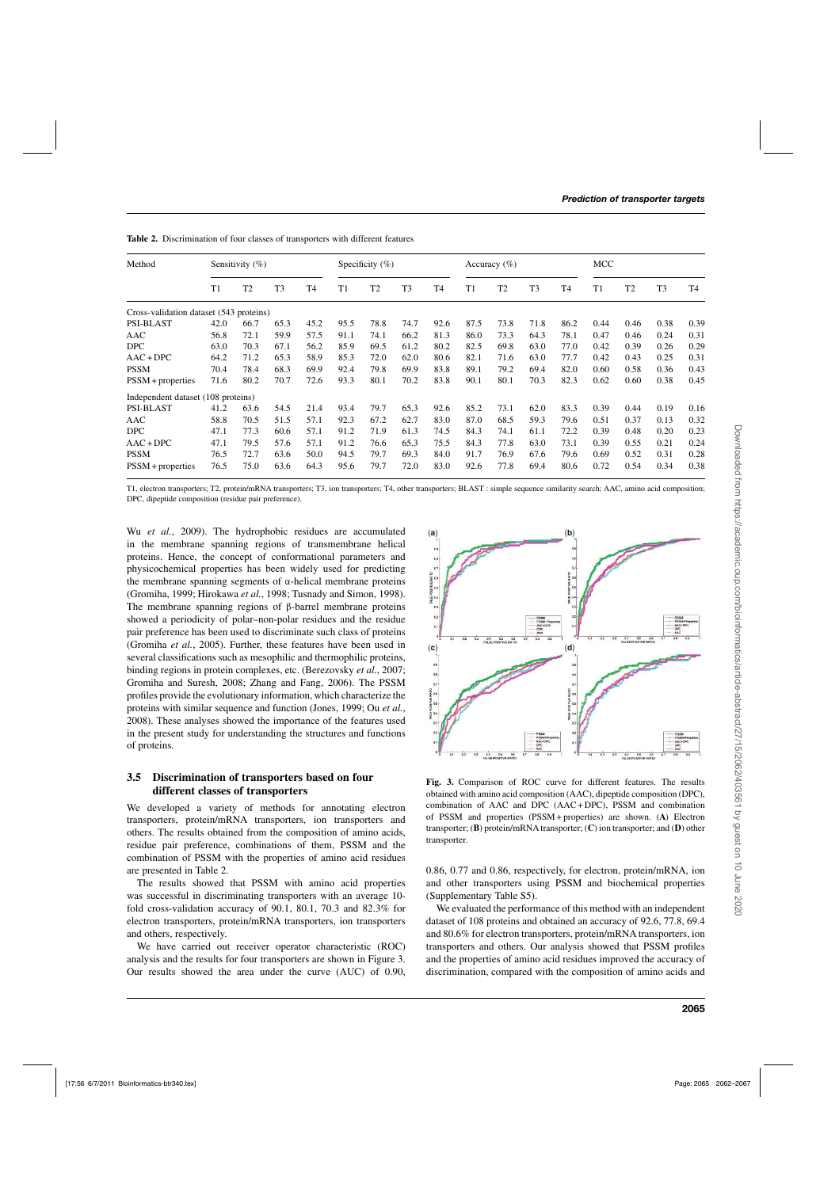**Table 2.** Discrimination of four classes of transporters with different features

| Method | Sensitivity (%) | | | | Specificity (%) | | | | Accuracy (%) | | | | MCC | | | |
|---|---|---|---|---|---|---|---|---|---|---|---|---|---|---|---|---|
| | T1 | T2 | T3 | T4 | T1 | T2 | T3 | T4 | T1 | T2 | T3 | T4 | T1 | T2 | T3 | T4 |
| Cross-validation dataset (543 proteins) | | | | | | | | | | | | | | | | |
| PSI-BLAST | 42.0 | 66.7 | 65.3 | 45.2 | 95.5 | 78.8 | 74.7 | 92.6 | 87.5 | 73.8 | 71.8 | 86.2 | 0.44 | 0.46 | 0.38 | 0.39 |
| AAC | 56.8 | 72.1 | 59.9 | 57.5 | 91.1 | 74.1 | 66.2 | 81.3 | 86.0 | 73.3 | 64.3 | 78.1 | 0.47 | 0.46 | 0.24 | 0.31 |
| DPC | 63.0 | 70.3 | 67.1 | 56.2 | 85.9 | 69.5 | 61.2 | 80.2 | 82.5 | 69.8 | 63.0 | 77.0 | 0.42 | 0.39 | 0.26 | 0.29 |
| AAC + DPC | 64.2 | 71.2 | 65.3 | 58.9 | 85.3 | 72.0 | 62.0 | 80.6 | 82.1 | 71.6 | 63.0 | 77.7 | 0.42 | 0.43 | 0.25 | 0.31 |
| PSSM | 70.4 | 78.4 | 68.3 | 69.9 | 92.4 | 79.8 | 69.9 | 83.8 | 89.1 | 79.2 | 69.4 | 82.0 | 0.60 | 0.58 | 0.36 | 0.43 |
| PSSM + properties | 71.6 | 80.2 | 70.7 | 72.6 | 93.3 | 80.1 | 70.2 | 83.8 | 90.1 | 80.1 | 70.3 | 82.3 | 0.62 | 0.60 | 0.38 | 0.45 |
| Independent dataset (108 proteins) | | | | | | | | | | | | | | | | |
| PSI-BLAST | 41.2 | 63.6 | 54.5 | 21.4 | 93.4 | 79.7 | 65.3 | 92.6 | 85.2 | 73.1 | 62.0 | 83.3 | 0.39 | 0.44 | 0.19 | 0.16 |
| AAC | 58.8 | 70.5 | 51.5 | 57.1 | 92.3 | 67.2 | 62.7 | 83.0 | 87.0 | 68.5 | 59.3 | 79.6 | 0.51 | 0.37 | 0.13 | 0.32 |
| DPC | 47.1 | 77.3 | 60.6 | 57.1 | 91.2 | 71.9 | 61.3 | 74.5 | 84.3 | 74.1 | 61.1 | 72.2 | 0.39 | 0.48 | 0.20 | 0.23 |
| AAC + DPC | 47.1 | 79.5 | 57.6 | 57.1 | 91.2 | 76.6 | 65.3 | 75.5 | 84.3 | 77.8 | 63.0 | 73.1 | 0.39 | 0.55 | 0.21 | 0.24 |
| PSSM | 76.5 | 72.7 | 63.6 | 50.0 | 94.5 | 79.7 | 69.3 | 84.0 | 91.7 | 76.9 | 67.6 | 79.6 | 0.69 | 0.52 | 0.31 | 0.28 |
| PSSM + properties | 76.5 | 75.0 | 63.6 | 64.3 | 95.6 | 79.7 | 72.0 | 83.0 | 92.6 | 77.8 | 69.4 | 80.6 | 0.72 | 0.54 | 0.34 | 0.38 |

T1, electron transporters; T2, protein/mRNA transporters; T3, ion transporters; T4, other transporters; BLAST : simple sequence similarity search; AAC, amino acid composition; DPC, dipeptide composition (residue pair preference).

Wu *et al.*, 2009). The hydrophobic residues are accumulated in the membrane spanning regions of transmembrane helical proteins. Hence, the concept of conformational parameters and physicochemical properties has been widely used for predicting the membrane spanning segments of α-helical membrane proteins (Gromiha, 1999; Hirokawa *et al.*, 1998; Tusnady and Simon, 1998). The membrane spanning regions of β-barrel membrane proteins showed a periodicity of polar–non-polar residues and the residue pair preference has been used to discriminate such class of proteins (Gromiha *et al.*, 2005). Further, these features have been used in several classifications such as mesophilic and thermophilic proteins, binding regions in protein complexes, etc. (Berezovsky *et al.*, 2007; Gromiha and Suresh, 2008; Zhang and Fang, 2006). The PSSM profiles provide the evolutionary information, which characterize the proteins with similar sequence and function (Jones, 1999; Ou *et al.*, 2008). These analyses showed the importance of the features used in the present study for understanding the structures and functions of proteins.

### 3.5 Discrimination of transporters based on four different classes of transporters

We developed a variety of methods for annotating electron transporters, protein/mRNA transporters, ion transporters and others. The results obtained from the composition of amino acids, residue pair preference, combinations of them, PSSM and the combination of PSSM with the properties of amino acid residues are presented in Table 2.

The results showed that PSSM with amino acid properties was successful in discriminating transporters with an average 10-fold cross-validation accuracy of 90.1, 80.1, 70.3 and 82.3% for electron transporters, protein/mRNA transporters, ion transporters and others, respectively.

We have carried out receiver operator characteristic (ROC) analysis and the results for four transporters are shown in Figure 3. Our results showed the area under the curve (AUC) of 0.90, 0.86, 0.77 and 0.86, respectively, for electron, protein/mRNA, ion and other transporters using PSSM and biochemical properties (Supplementary Table S5).

**Fig. 3.** Comparison of ROC curve for different features. The results obtained with amino acid composition (AAC), dipeptide composition (DPC), combination of AAC and DPC (AAC + DPC), PSSM and combination of PSSM and properties (PSSM + properties) are shown. (**A**) Electron transporter; (**B**) protein/mRNA transporter; (**C**) ion transporter; and (**D**) other transporter.

We evaluated the performance of this method with an independent dataset of 108 proteins and obtained an accuracy of 92.6, 77.8, 69.4 and 80.6% for electron transporters, protein/mRNA transporters, ion transporters and others. Our analysis showed that PSSM profiles and the properties of amino acid residues improved the accuracy of discrimination, compared with the composition of amino acids and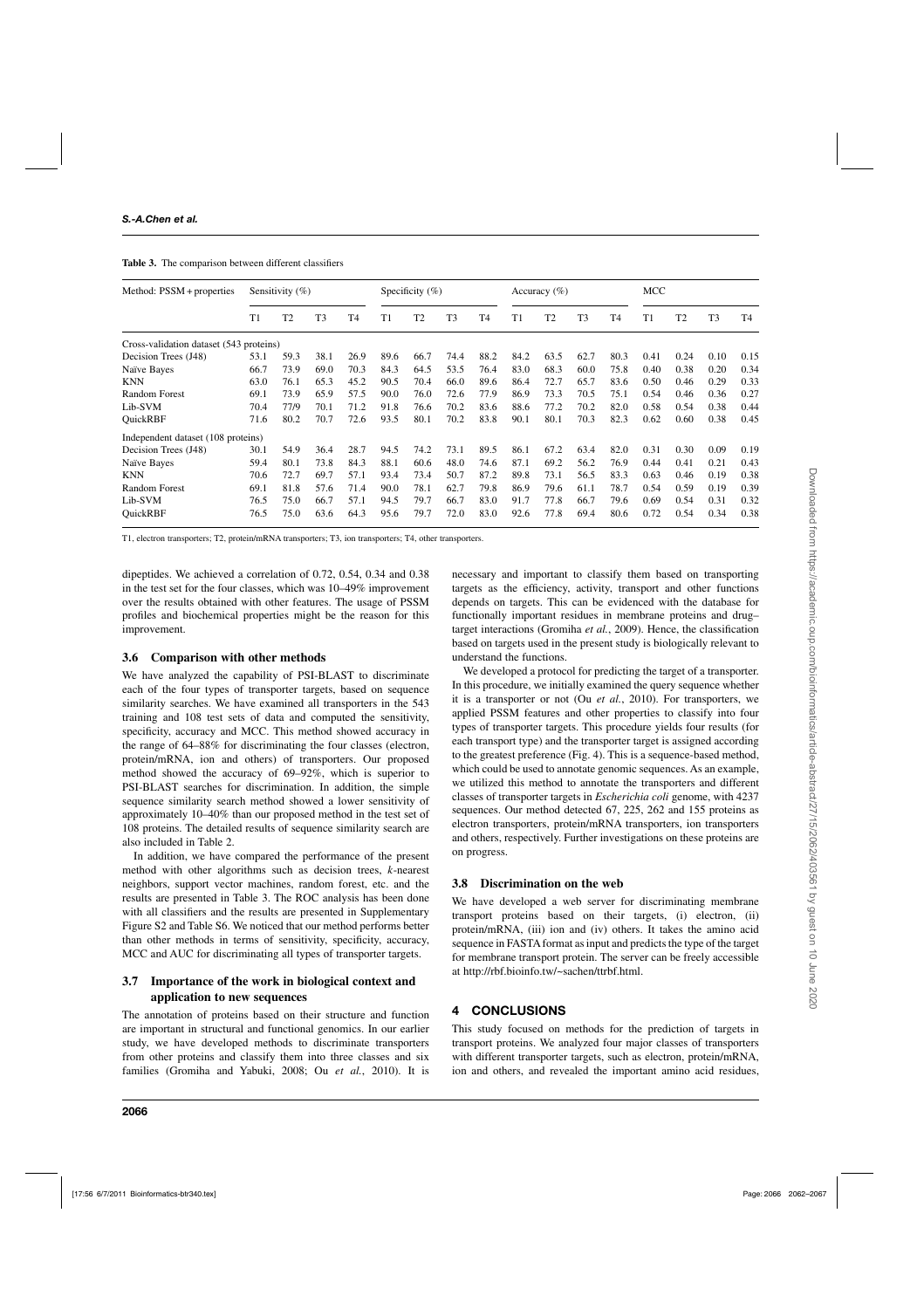**Table 3.** The comparison between different classifiers

| Method: PSSM + properties | Sensitivity (%) | | | | Specificity (%) | | | | Accuracy (%) | | | | MCC | | | |
|---|---|---|---|---|---|---|---|---|---|---|---|---|---|---|---|---|
| | T1 | T2 | T3 | T4 | T1 | T2 | T3 | T4 | T1 | T2 | T3 | T4 | T1 | T2 | T3 | T4 |
| Cross-validation dataset (543 proteins) | | | | | | | | | | | | | | | | |
| Decision Trees (J48) | 53.1 | 59.3 | 38.1 | 26.9 | 89.6 | 66.7 | 74.4 | 88.2 | 84.2 | 63.5 | 62.7 | 80.3 | 0.41 | 0.24 | 0.10 | 0.15 |
| Naïve Bayes | 66.7 | 73.9 | 69.0 | 70.3 | 84.3 | 64.5 | 53.5 | 76.4 | 83.0 | 68.3 | 60.0 | 75.8 | 0.40 | 0.38 | 0.20 | 0.34 |
| KNN | 63.0 | 76.1 | 65.3 | 45.2 | 90.5 | 70.4 | 66.0 | 89.6 | 86.4 | 72.7 | 65.7 | 83.6 | 0.50 | 0.46 | 0.29 | 0.33 |
| Random Forest | 69.1 | 73.9 | 65.9 | 57.5 | 90.0 | 76.0 | 72.6 | 77.9 | 86.9 | 73.3 | 70.5 | 75.1 | 0.54 | 0.46 | 0.36 | 0.27 |
| Lib-SVM | 70.4 | 77/9 | 70.1 | 71.2 | 91.8 | 76.6 | 70.2 | 83.6 | 88.6 | 77.2 | 70.2 | 82.0 | 0.58 | 0.54 | 0.38 | 0.44 |
| QuickRBF | 71.6 | 80.2 | 70.7 | 72.6 | 93.5 | 80.1 | 70.2 | 83.8 | 90.1 | 80.1 | 70.3 | 82.3 | 0.62 | 0.60 | 0.38 | 0.45 |
| Independent dataset (108 proteins) | | | | | | | | | | | | | | | | |
| Decision Trees (J48) | 30.1 | 54.9 | 36.4 | 28.7 | 94.5 | 74.2 | 73.1 | 89.5 | 86.1 | 67.2 | 63.4 | 82.0 | 0.31 | 0.30 | 0.09 | 0.19 |
| Naïve Bayes | 59.4 | 80.1 | 73.8 | 84.3 | 88.1 | 60.6 | 48.0 | 74.6 | 87.1 | 69.2 | 56.2 | 76.9 | 0.44 | 0.41 | 0.21 | 0.43 |
| KNN | 70.6 | 72.7 | 69.7 | 57.1 | 93.4 | 73.4 | 50.7 | 87.2 | 89.8 | 73.1 | 56.5 | 83.3 | 0.63 | 0.46 | 0.19 | 0.38 |
| Random Forest | 69.1 | 81.8 | 57.6 | 71.4 | 90.0 | 78.1 | 62.7 | 79.8 | 86.9 | 79.6 | 61.1 | 78.7 | 0.54 | 0.59 | 0.19 | 0.39 |
| Lib-SVM | 76.5 | 75.0 | 66.7 | 57.1 | 94.5 | 79.7 | 66.7 | 83.0 | 91.7 | 77.8 | 66.7 | 79.6 | 0.69 | 0.54 | 0.31 | 0.32 |
| QuickRBF | 76.5 | 75.0 | 63.6 | 64.3 | 95.6 | 79.7 | 72.0 | 83.0 | 92.6 | 77.8 | 69.4 | 80.6 | 0.72 | 0.54 | 0.34 | 0.38 |

T1, electron transporters; T2, protein/mRNA transporters; T3, ion transporters; T4, other transporters.

dipeptides. We achieved a correlation of 0.72, 0.54, 0.34 and 0.38 in the test set for the four classes, which was 10–49% improvement over the results obtained with other features. The usage of PSSM profiles and biochemical properties might be the reason for this improvement.

### 3.6 Comparison with other methods

We have analyzed the capability of PSI-BLAST to discriminate each of the four types of transporter targets, based on sequence similarity searches. We have examined all transporters in the 543 training and 108 test sets of data and computed the sensitivity, specificity, accuracy and MCC. This method showed accuracy in the range of 64–88% for discriminating the four classes (electron, protein/mRNA, ion and others) of transporters. Our proposed method showed the accuracy of 69–92%, which is superior to PSI-BLAST searches for discrimination. In addition, the simple sequence similarity search method showed a lower sensitivity of approximately 10–40% than our proposed method in the test set of 108 proteins. The detailed results of sequence similarity search are also included in Table 2.

In addition, we have compared the performance of the present method with other algorithms such as decision trees, *k*-nearest neighbors, support vector machines, random forest, etc. and the results are presented in Table 3. The ROC analysis has been done with all classifiers and the results are presented in Supplementary Figure S2 and Table S6. We noticed that our method performs better than other methods in terms of sensitivity, specificity, accuracy, MCC and AUC for discriminating all types of transporter targets.

### 3.7 Importance of the work in biological context and application to new sequences

The annotation of proteins based on their structure and function are important in structural and functional genomics. In our earlier study, we have developed methods to discriminate transporters from other proteins and classify them into three classes and six families (Gromiha and Yabuki, 2008; Ou *et al.*, 2010). It is necessary and important to classify them based on transporting targets as the efficiency, activity, transport and other functions depends on targets. This can be evidenced with the database for functionally important residues in membrane proteins and drug–target interactions (Gromiha *et al.*, 2009). Hence, the classification based on targets used in the present study is biologically relevant to understand the functions.

We developed a protocol for predicting the target of a transporter. In this procedure, we initially examined the query sequence whether it is a transporter or not (Ou *et al.*, 2010). For transporters, we applied PSSM features and other properties to classify into four types of transporter targets. This procedure yields four results (for each transport type) and the transporter target is assigned according to the greatest preference (Fig. 4). This is a sequence-based method, which could be used to annotate genomic sequences. As an example, we utilized this method to annotate the transporters and different classes of transporter targets in *Escherichia coli* genome, with 4237 sequences. Our method detected 67, 225, 262 and 155 proteins as electron transporters, protein/mRNA transporters, ion transporters and others, respectively. Further investigations on these proteins are on progress.

### 3.8 Discrimination on the web

We have developed a web server for discriminating membrane transport proteins based on their targets, (i) electron, (ii) protein/mRNA, (iii) ion and (iv) others. It takes the amino acid sequence in FASTA format as input and predicts the type of the target for membrane transport protein. The server can be freely accessible at http://rbf.bioinfo.tw/~sachen/ttrbf.html.

## 4 CONCLUSIONS

This study focused on methods for the prediction of targets in transport proteins. We analyzed four major classes of transporters with different transporter targets, such as electron, protein/mRNA, ion and others, and revealed the important amino acid residues,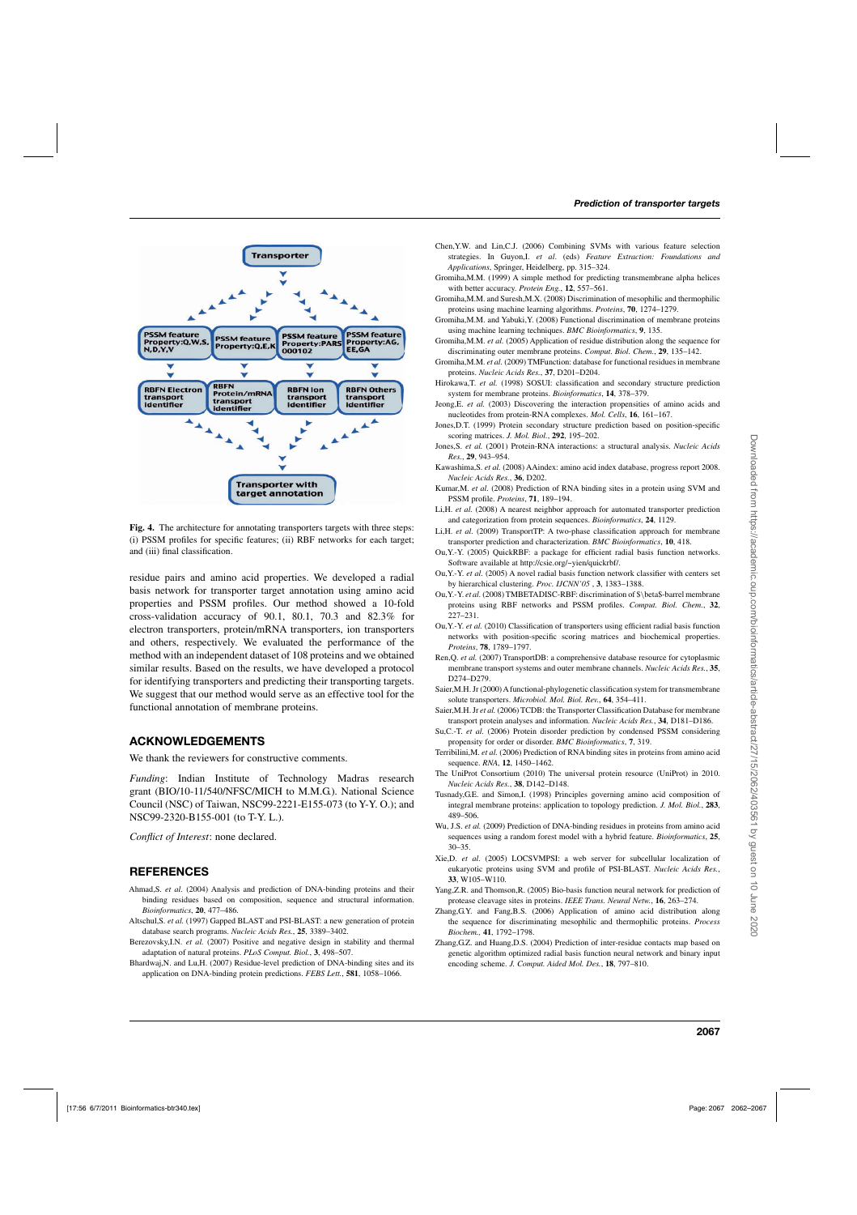Transporter

PSSM feature Property:Q,W,S, N,D,Y,V

PSSM feature Property:Q,E,K

PSSM feature Property:PARS 000102

PSSM feature Property:AG, EE,GA

RBFN Electron transport identifier

RBFN Protein/mRNA transport identifier

RBFN Ion transport identifier

RBFN Others transport identifier

Transporter with target annotation

**Fig. 4.** The architecture for annotating transporters targets with three steps: (i) PSSM profiles for specific features; (ii) RBF networks for each target; and (iii) final classification.

residue pairs and amino acid properties. We developed a radial basis network for transporter target annotation using amino acid properties and PSSM profiles. Our method showed a 10-fold cross-validation accuracy of 90.1, 80.1, 70.3 and 82.3% for electron transporters, protein/mRNA transporters, ion transporters and others, respectively. We evaluated the performance of the method with an independent dataset of 108 proteins and we obtained similar results. Based on the results, we have developed a protocol for identifying transporters and predicting their transporting targets. We suggest that our method would serve as an effective tool for the functional annotation of membrane proteins.

## ACKNOWLEDGEMENTS

We thank the reviewers for constructive comments.

*Funding*: Indian Institute of Technology Madras research grant (BIO/10-11/540/NFSC/MICH to M.M.G.). National Science Council (NSC) of Taiwan, NSC99-2221-E155-073 (to Y-Y. O.); and NSC99-2320-B155-001 (to T-Y. L.).

*Conflict of Interest*: none declared.

## REFERENCES

Ahmad,S. *et al.* (2004) Analysis and prediction of DNA-binding proteins and their binding residues based on composition, sequence and structural information. *Bioinformatics*, **20**, 477–486.

Altschul,S. *et al.* (1997) Gapped BLAST and PSI-BLAST: a new generation of protein database search programs. *Nucleic Acids Res.*, **25**, 3389–3402.

Berezovsky,I.N. *et al.* (2007) Positive and negative design in stability and thermal adaptation of natural proteins. *PLoS Comput. Biol.*, **3**, 498–507.

Bhardwaj,N. and Lu,H. (2007) Residue-level prediction of DNA-binding sites and its application on DNA-binding protein predictions. *FEBS Lett.*, **581**, 1058–1066.

Chen,Y.W. and Lin,C.J. (2006) Combining SVMs with various feature selection strategies. In Guyon,I. *et al.* (eds) *Feature Extraction: Foundations and Applications*, Springer, Heidelberg, pp. 315–324.

Gromiha,M.M. (1999) A simple method for predicting transmembrane alpha helices with better accuracy. *Protein Eng.*, **12**, 557–561.

Gromiha,M.M. and Suresh,M.X. (2008) Discrimination of mesophilic and thermophilic proteins using machine learning algorithms. *Proteins*, **70**, 1274–1279.

Gromiha,M.M. and Yabuki,Y. (2008) Functional discrimination of membrane proteins using machine learning techniques. *BMC Bioinformatics*, **9**, 135.

Gromiha,M.M. *et al.* (2005) Application of residue distribution along the sequence for discriminating outer membrane proteins. *Comput. Biol. Chem.*, **29**, 135–142.

Gromiha,M.M. *et al.* (2009) TMFunction: database for functional residues in membrane proteins. *Nucleic Acids Res.*, **37**, D201–D204.

Hirokawa,T. *et al.* (1998) SOSUI: classification and secondary structure prediction system for membrane proteins. *Bioinformatics*, **14**, 378–379.

Jeong,E. *et al.* (2003) Discovering the interaction propensities of amino acids and nucleotides from protein-RNA complexes. *Mol. Cells*, **16**, 161–167.

Jones,D.T. (1999) Protein secondary structure prediction based on position-specific scoring matrices. *J. Mol. Biol.*, **292**, 195–202.

Jones,S. *et al.* (2001) Protein-RNA interactions: a structural analysis. *Nucleic Acids Res.*, **29**, 943–954.

Kawashima,S. *et al.* (2008) AAindex: amino acid index database, progress report 2008. *Nucleic Acids Res.*, **36**, D202.

Kumar,M. *et al.* (2008) Prediction of RNA binding sites in a protein using SVM and PSSM profile. *Proteins*, **71**, 189–194.

Li,H. *et al.* (2008) A nearest neighbor approach for automated transporter prediction and categorization from protein sequences. *Bioinformatics*, **24**, 1129.

Li,H. *et al.* (2009) TransportTP: A two-phase classification approach for membrane transporter prediction and characterization. *BMC Bioinformatics*, **10**, 418.

Ou,Y.-Y. (2005) QuickRBF: a package for efficient radial basis function networks. Software available at http://csie.org/~yien/quickrbf/.

Ou,Y.-Y. *et al.* (2005) A novel radial basis function network classifier with centers set by hierarchical clustering. *Proc. IJCNN'05*, **3**, 1383–1388.

Ou,Y.-Y. *et al.* (2008) TMBETADISC-RBF: discrimination of $\beta$-barrel membrane proteins using RBF networks and PSSM profiles. *Comput. Biol. Chem.*, **32**, 227–231.

Ou,Y.-Y. *et al.* (2010) Classification of transporters using efficient radial basis function networks with position-specific scoring matrices and biochemical properties. *Proteins*, **78**, 1789–1797.

Ren,Q. *et al.* (2007) TransportDB: a comprehensive database resource for cytoplasmic membrane transport systems and outer membrane channels. *Nucleic Acids Res.*, **35**, D274–D279.

Saier,M.H. Jr (2000) A functional-phylogenetic classification system for transmembrane solute transporters. *Microbiol. Mol. Biol. Rev.*, **64**, 354–411.

Saier,M.H. Jr *et al.* (2006) TCDB: the Transporter Classification Database for membrane transport protein analyses and information. *Nucleic Acids Res.*, **34**, D181–D186.

Su,C.-T. *et al.* (2006) Protein disorder prediction by condensed PSSM considering propensity for order or disorder. *BMC Bioinformatics*, **7**, 319.

Terribilini,M. *et al.* (2006) Prediction of RNA binding sites in proteins from amino acid sequence. *RNA*, **12**, 1450–1462.

The UniProt Consortium (2010) The universal protein resource (UniProt) in 2010. *Nucleic Acids Res.*, **38**, D142–D148.

Tusnady,G.E. and Simon,I. (1998) Principles governing amino acid composition of integral membrane proteins: application to topology prediction. *J. Mol. Biol.*, **283**, 489–506.

Wu, J.S. *et al.* (2009) Prediction of DNA-binding residues in proteins from amino acid sequences using a random forest model with a hybrid feature. *Bioinformatics*, **25**, 30–35.

Xie,D. *et al.* (2005) LOCSVMPSI: a web server for subcellular localization of eukaryotic proteins using SVM and profile of PSI-BLAST. *Nucleic Acids Res.*, **33**, W105–W110.

Yang,Z.R. and Thomson,R. (2005) Bio-basis function neural network for prediction of protease cleavage sites in proteins. *IEEE Trans. Neural Netw.*, **16**, 263–274.

Zhang,G.Y. and Fang,B.S. (2006) Application of amino acid distribution along the sequence for discriminating mesophilic and thermophilic proteins. *Process Biochem.*, **41**, 1792–1798.

Zhang,G.Z. and Huang,D.S. (2004) Prediction of inter-residue contacts map based on genetic algorithm optimized radial basis function neural network and binary input encoding scheme. *J. Comput. Aided Mol. Des.*, **18**, 797–810.